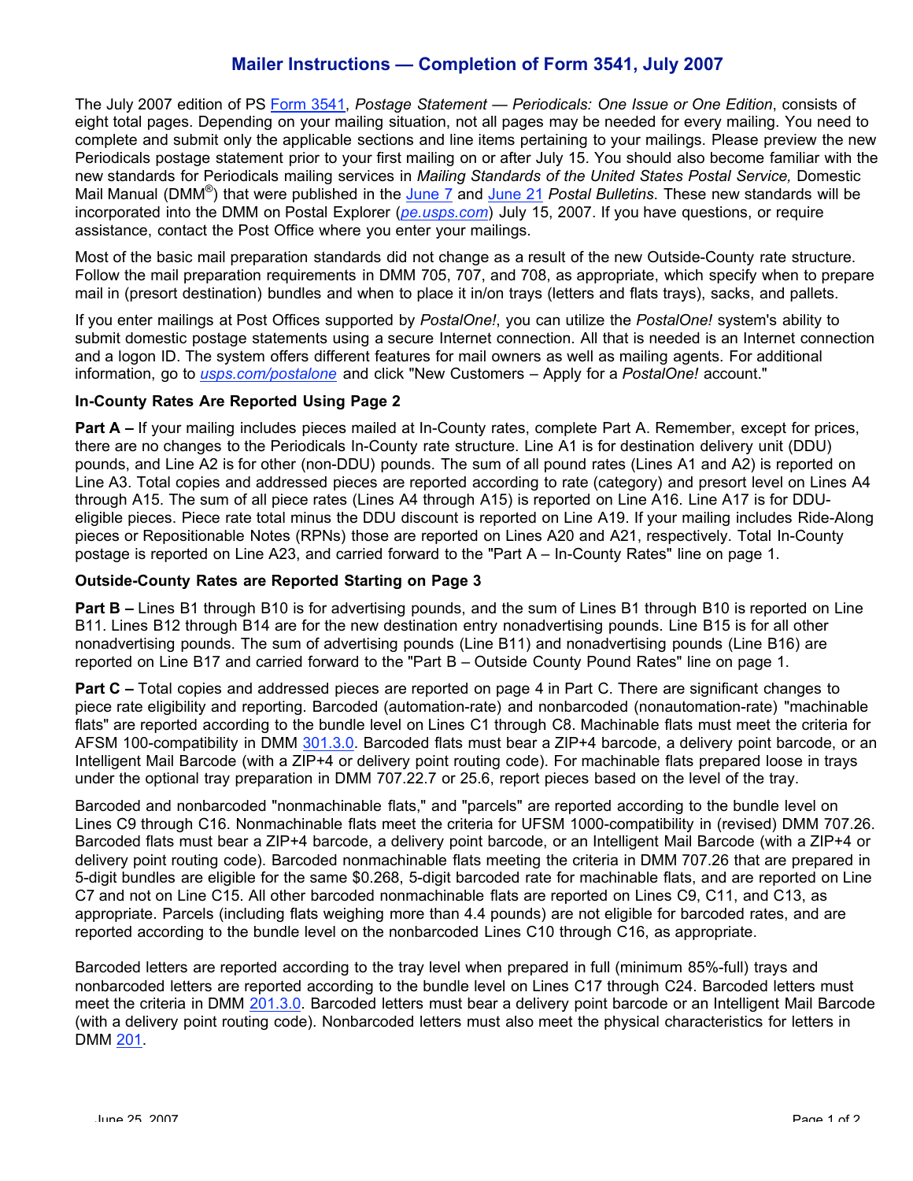# Mailer Instructions — Completion of Form 3541, July 2007

The July 2007 edition of PS Form 3541, *Postage Statement — Periodicals: One Issue or One Edition*, consists of eight total pages. Depending on your mailing situation, not all pages may be needed for every mailing. You need to complete and submit only the applicable sections and line items pertaining to your mailings. Please preview the new Periodicals postage statement prior to your first mailing on or after July 15. You should also become familiar with the new standards for Periodicals mailing services in *Mailing Standards of the United States Postal Service,* Domestic Mail Manual (DMM®) that were published in the June 7 and June 21 *Postal Bulletins*. These new standards will be incorporated into the DMM on Postal Explorer (*pe.usps.com*) July 15, 2007. If you have questions, or require assistance, contact the Post Office where you enter your mailings.

Most of the basic mail preparation standards did not change as a result of the new Outside-County rate structure. Follow the mail preparation requirements in DMM 705, 707, and 708, as appropriate, which specify when to prepare mail in (presort destination) bundles and when to place it in/on trays (letters and flats trays), sacks, and pallets.

If you enter mailings at Post Offices supported by *PostalOne!*, you can utilize the *PostalOne!* system's ability to submit domestic postage statements using a secure Internet connection. All that is needed is an Internet connection and a logon ID. The system offers different features for mail owners as well as mailing agents. For additional information, go to *usps.com/postalone* and click "New Customers – Apply for a *PostalOne!* account."

**In-County Rates Are Reported Using Page 2**

**Part A –** If your mailing includes pieces mailed at In-County rates, complete Part A. Remember, except for prices, there are no changes to the Periodicals In-County rate structure. Line A1 is for destination delivery unit (DDU) pounds, and Line A2 is for other (non-DDU) pounds. The sum of all pound rates (Lines A1 and A2) is reported on Line A3. Total copies and addressed pieces are reported according to rate (category) and presort level on Lines A4 through A15. The sum of all piece rates (Lines A4 through A15) is reported on Line A16. Line A17 is for DDU-eligible pieces. Piece rate total minus the DDU discount is reported on Line A19. If your mailing includes Ride-Along pieces or Repositionable Notes (RPNs) those are reported on Lines A20 and A21, respectively. Total In-County postage is reported on Line A23, and carried forward to the "Part A – In-County Rates" line on page 1.

**Outside-County Rates are Reported Starting on Page 3**

**Part B –** Lines B1 through B10 is for advertising pounds, and the sum of Lines B1 through B10 is reported on Line B11. Lines B12 through B14 are for the new destination entry nonadvertising pounds. Line B15 is for all other nonadvertising pounds. The sum of advertising pounds (Line B11) and nonadvertising pounds (Line B16) are reported on Line B17 and carried forward to the "Part B – Outside County Pound Rates" line on page 1.

**Part C –** Total copies and addressed pieces are reported on page 4 in Part C. There are significant changes to piece rate eligibility and reporting. Barcoded (automation-rate) and nonbarcoded (nonautomation-rate) "machinable flats" are reported according to the bundle level on Lines C1 through C8. Machinable flats must meet the criteria for AFSM 100-compatibility in DMM 301.3.0. Barcoded flats must bear a ZIP+4 barcode, a delivery point barcode, or an Intelligent Mail Barcode (with a ZIP+4 or delivery point routing code). For machinable flats prepared loose in trays under the optional tray preparation in DMM 707.22.7 or 25.6, report pieces based on the level of the tray.

Barcoded and nonbarcoded "nonmachinable flats," and "parcels" are reported according to the bundle level on Lines C9 through C16. Nonmachinable flats meet the criteria for UFSM 1000-compatibility in (revised) DMM 707.26. Barcoded flats must bear a ZIP+4 barcode, a delivery point barcode, or an Intelligent Mail Barcode (with a ZIP+4 or delivery point routing code). Barcoded nonmachinable flats meeting the criteria in DMM 707.26 that are prepared in 5-digit bundles are eligible for the same $0.268, 5-digit barcoded rate for machinable flats, and are reported on Line C7 and not on Line C15. All other barcoded nonmachinable flats are reported on Lines C9, C11, and C13, as appropriate. Parcels (including flats weighing more than 4.4 pounds) are not eligible for barcoded rates, and are reported according to the bundle level on the nonbarcoded Lines C10 through C16, as appropriate.

Barcoded letters are reported according to the tray level when prepared in full (minimum 85%-full) trays and nonbarcoded letters are reported according to the bundle level on Lines C17 through C24. Barcoded letters must meet the criteria in DMM 201.3.0. Barcoded letters must bear a delivery point barcode or an Intelligent Mail Barcode (with a delivery point routing code). Nonbarcoded letters must also meet the physical characteristics for letters in DMM 201.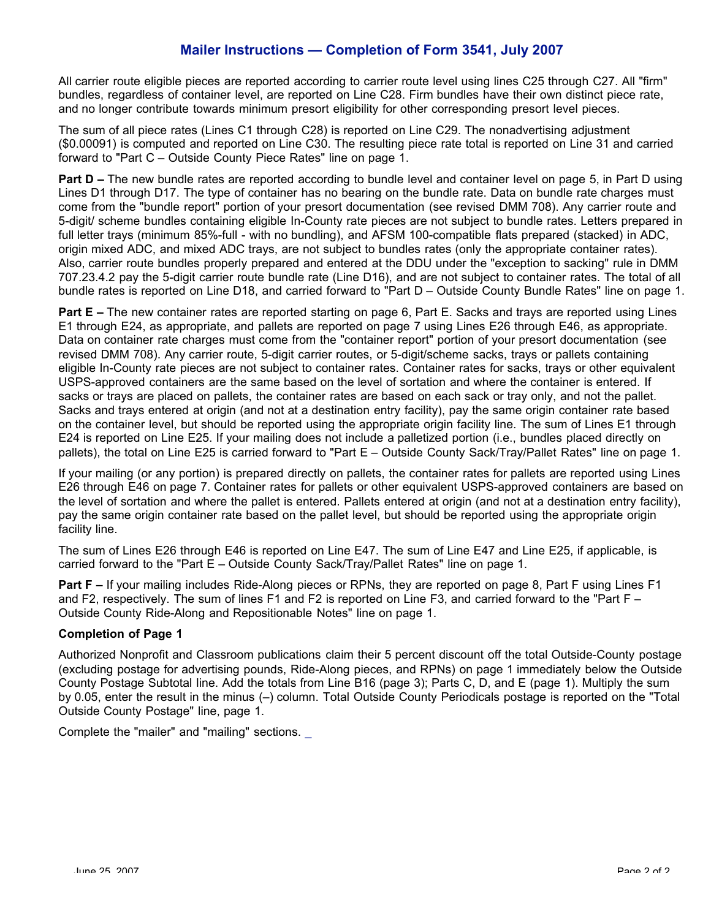All carrier route eligible pieces are reported according to carrier route level using lines C25 through C27. All "firm" bundles, regardless of container level, are reported on Line C28. Firm bundles have their own distinct piece rate, and no longer contribute towards minimum presort eligibility for other corresponding presort level pieces.

The sum of all piece rates (Lines C1 through C28) is reported on Line C29. The nonadvertising adjustment ($0.00091) is computed and reported on Line C30. The resulting piece rate total is reported on Line 31 and carried forward to "Part C – Outside County Piece Rates" line on page 1.

**Part D –** The new bundle rates are reported according to bundle level and container level on page 5, in Part D using Lines D1 through D17. The type of container has no bearing on the bundle rate. Data on bundle rate charges must come from the "bundle report" portion of your presort documentation (see revised DMM 708). Any carrier route and 5-digit/ scheme bundles containing eligible In-County rate pieces are not subject to bundle rates. Letters prepared in full letter trays (minimum 85%-full - with no bundling), and AFSM 100-compatible flats prepared (stacked) in ADC, origin mixed ADC, and mixed ADC trays, are not subject to bundles rates (only the appropriate container rates). Also, carrier route bundles properly prepared and entered at the DDU under the "exception to sacking" rule in DMM 707.23.4.2 pay the 5-digit carrier route bundle rate (Line D16), and are not subject to container rates. The total of all bundle rates is reported on Line D18, and carried forward to "Part D – Outside County Bundle Rates" line on page 1.

**Part E –** The new container rates are reported starting on page 6, Part E. Sacks and trays are reported using Lines E1 through E24, as appropriate, and pallets are reported on page 7 using Lines E26 through E46, as appropriate. Data on container rate charges must come from the "container report" portion of your presort documentation (see revised DMM 708). Any carrier route, 5-digit carrier routes, or 5-digit/scheme sacks, trays or pallets containing eligible In-County rate pieces are not subject to container rates. Container rates for sacks, trays or other equivalent USPS-approved containers are the same based on the level of sortation and where the container is entered. If sacks or trays are placed on pallets, the container rates are based on each sack or tray only, and not the pallet. Sacks and trays entered at origin (and not at a destination entry facility), pay the same origin container rate based on the container level, but should be reported using the appropriate origin facility line. The sum of Lines E1 through E24 is reported on Line E25. If your mailing does not include a palletized portion (i.e., bundles placed directly on pallets), the total on Line E25 is carried forward to "Part E – Outside County Sack/Tray/Pallet Rates" line on page 1.

If your mailing (or any portion) is prepared directly on pallets, the container rates for pallets are reported using Lines E26 through E46 on page 7. Container rates for pallets or other equivalent USPS-approved containers are based on the level of sortation and where the pallet is entered. Pallets entered at origin (and not at a destination entry facility), pay the same origin container rate based on the pallet level, but should be reported using the appropriate origin facility line.

The sum of Lines E26 through E46 is reported on Line E47. The sum of Line E47 and Line E25, if applicable, is carried forward to the "Part E – Outside County Sack/Tray/Pallet Rates" line on page 1.

**Part F –** If your mailing includes Ride-Along pieces or RPNs, they are reported on page 8, Part F using Lines F1 and F2, respectively. The sum of lines F1 and F2 is reported on Line F3, and carried forward to the "Part F – Outside County Ride-Along and Repositionable Notes" line on page 1.

**Completion of Page 1**

Authorized Nonprofit and Classroom publications claim their 5 percent discount off the total Outside-County postage (excluding postage for advertising pounds, Ride-Along pieces, and RPNs) on page 1 immediately below the Outside County Postage Subtotal line. Add the totals from Line B16 (page 3); Parts C, D, and E (page 1). Multiply the sum by 0.05, enter the result in the minus (–) column. Total Outside County Periodicals postage is reported on the "Total Outside County Postage" line, page 1.

Complete the "mailer" and "mailing" sections.